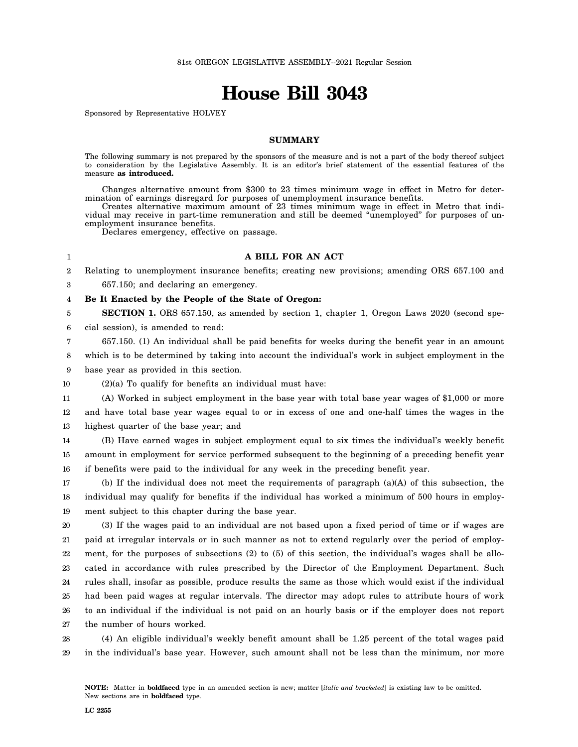81st OREGON LEGISLATIVE ASSEMBLY--2021 Regular Session

# House Bill 3043

Sponsored by Representative HOLVEY

## SUMMARY

The following summary is not prepared by the sponsors of the measure and is not a part of the body thereof subject to consideration by the Legislative Assembly. It is an editor's brief statement of the essential features of the measure **as introduced.**

Changes alternative amount from $300 to 23 times minimum wage in effect in Metro for determination of earnings disregard for purposes of unemployment insurance benefits.

Creates alternative maximum amount of 23 times minimum wage in effect in Metro that individual may receive in part-time remuneration and still be deemed "unemployed" for purposes of unemployment insurance benefits.

Declares emergency, effective on passage.

**A BILL FOR AN ACT**

Relating to unemployment insurance benefits; creating new provisions; amending ORS 657.100 and 657.150; and declaring an emergency.

**Be It Enacted by the People of the State of Oregon:**

**SECTION 1.** ORS 657.150, as amended by section 1, chapter 1, Oregon Laws 2020 (second special session), is amended to read:

657.150. (1) An individual shall be paid benefits for weeks during the benefit year in an amount which is to be determined by taking into account the individual's work in subject employment in the base year as provided in this section.

(2)(a) To qualify for benefits an individual must have:

(A) Worked in subject employment in the base year with total base year wages of $1,000 or more and have total base year wages equal to or in excess of one and one-half times the wages in the highest quarter of the base year; and

(B) Have earned wages in subject employment equal to six times the individual's weekly benefit amount in employment for service performed subsequent to the beginning of a preceding benefit year if benefits were paid to the individual for any week in the preceding benefit year.

(b) If the individual does not meet the requirements of paragraph (a)(A) of this subsection, the individual may qualify for benefits if the individual has worked a minimum of 500 hours in employment subject to this chapter during the base year.

(3) If the wages paid to an individual are not based upon a fixed period of time or if wages are paid at irregular intervals or in such manner as not to extend regularly over the period of employment, for the purposes of subsections (2) to (5) of this section, the individual's wages shall be allocated in accordance with rules prescribed by the Director of the Employment Department. Such rules shall, insofar as possible, produce results the same as those which would exist if the individual had been paid wages at regular intervals. The director may adopt rules to attribute hours of work to an individual if the individual is not paid on an hourly basis or if the employer does not report the number of hours worked.

(4) An eligible individual's weekly benefit amount shall be 1.25 percent of the total wages paid in the individual's base year. However, such amount shall not be less than the minimum, nor more

**NOTE:** Matter in **boldfaced** type in an amended section is new; matter [*italic and bracketed*] is existing law to be omitted. New sections are in **boldfaced** type.

LC 2255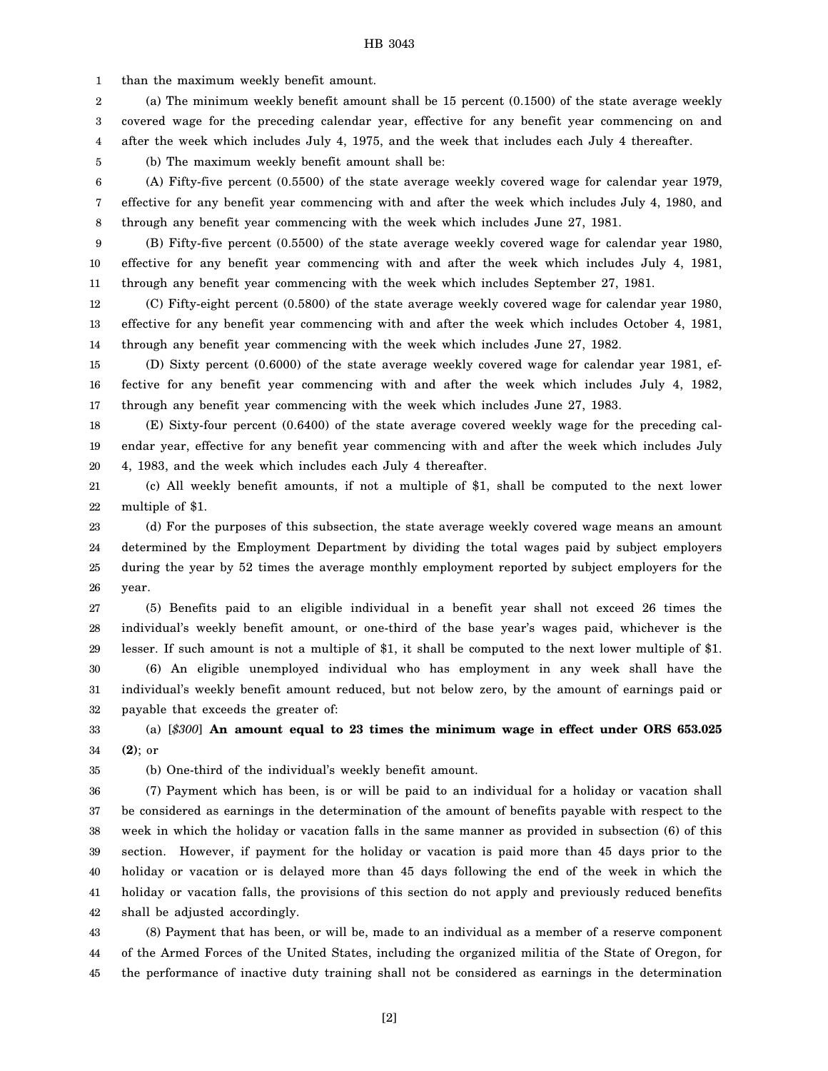than the maximum weekly benefit amount.

(a) The minimum weekly benefit amount shall be 15 percent (0.1500) of the state average weekly covered wage for the preceding calendar year, effective for any benefit year commencing on and after the week which includes July 4, 1975, and the week that includes each July 4 thereafter.

(b) The maximum weekly benefit amount shall be:

(A) Fifty-five percent (0.5500) of the state average weekly covered wage for calendar year 1979, effective for any benefit year commencing with and after the week which includes July 4, 1980, and through any benefit year commencing with the week which includes June 27, 1981.

(B) Fifty-five percent (0.5500) of the state average weekly covered wage for calendar year 1980, effective for any benefit year commencing with and after the week which includes July 4, 1981, through any benefit year commencing with the week which includes September 27, 1981.

(C) Fifty-eight percent (0.5800) of the state average weekly covered wage for calendar year 1980, effective for any benefit year commencing with and after the week which includes October 4, 1981, through any benefit year commencing with the week which includes June 27, 1982.

(D) Sixty percent (0.6000) of the state average weekly covered wage for calendar year 1981, effective for any benefit year commencing with and after the week which includes July 4, 1982, through any benefit year commencing with the week which includes June 27, 1983.

(E) Sixty-four percent (0.6400) of the state average covered weekly wage for the preceding calendar year, effective for any benefit year commencing with and after the week which includes July 4, 1983, and the week which includes each July 4 thereafter.

(c) All weekly benefit amounts, if not a multiple of $1, shall be computed to the next lower multiple of $1.

(d) For the purposes of this subsection, the state average weekly covered wage means an amount determined by the Employment Department by dividing the total wages paid by subject employers during the year by 52 times the average monthly employment reported by subject employers for the year.

(5) Benefits paid to an eligible individual in a benefit year shall not exceed 26 times the individual's weekly benefit amount, or one-third of the base year's wages paid, whichever is the lesser. If such amount is not a multiple of $1, it shall be computed to the next lower multiple of $1.

(6) An eligible unemployed individual who has employment in any week shall have the individual's weekly benefit amount reduced, but not below zero, by the amount of earnings paid or payable that exceeds the greater of:

(a) [*$300*] **An amount equal to 23 times the minimum wage in effect under ORS 653.025 (2)**; or

(b) One-third of the individual's weekly benefit amount.

(7) Payment which has been, is or will be paid to an individual for a holiday or vacation shall be considered as earnings in the determination of the amount of benefits payable with respect to the week in which the holiday or vacation falls in the same manner as provided in subsection (6) of this section. However, if payment for the holiday or vacation is paid more than 45 days prior to the holiday or vacation or is delayed more than 45 days following the end of the week in which the holiday or vacation falls, the provisions of this section do not apply and previously reduced benefits shall be adjusted accordingly.

(8) Payment that has been, or will be, made to an individual as a member of a reserve component of the Armed Forces of the United States, including the organized militia of the State of Oregon, for the performance of inactive duty training shall not be considered as earnings in the determination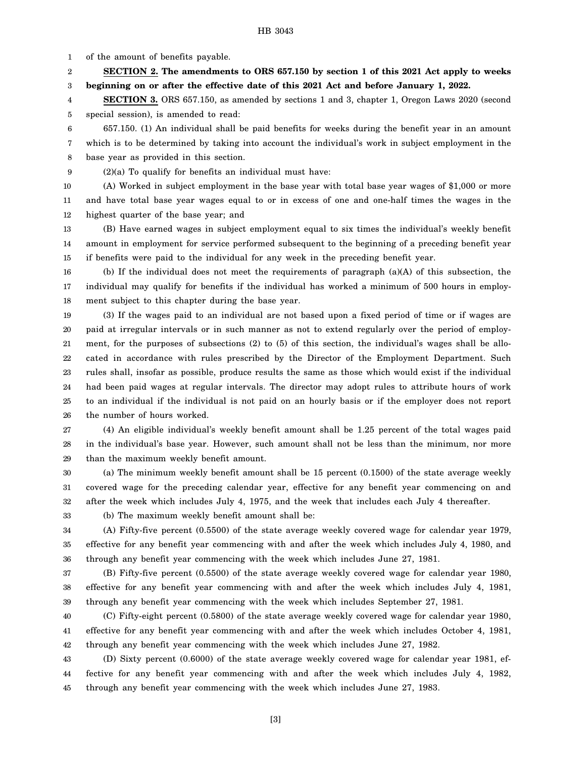of the amount of benefits payable.

**SECTION 2. The amendments to ORS 657.150 by section 1 of this 2021 Act apply to weeks beginning on or after the effective date of this 2021 Act and before January 1, 2022.**

**SECTION 3.** ORS 657.150, as amended by sections 1 and 3, chapter 1, Oregon Laws 2020 (second special session), is amended to read:

657.150. (1) An individual shall be paid benefits for weeks during the benefit year in an amount which is to be determined by taking into account the individual's work in subject employment in the base year as provided in this section.

(2)(a) To qualify for benefits an individual must have:

(A) Worked in subject employment in the base year with total base year wages of $1,000 or more and have total base year wages equal to or in excess of one and one-half times the wages in the highest quarter of the base year; and

(B) Have earned wages in subject employment equal to six times the individual's weekly benefit amount in employment for service performed subsequent to the beginning of a preceding benefit year if benefits were paid to the individual for any week in the preceding benefit year.

(b) If the individual does not meet the requirements of paragraph (a)(A) of this subsection, the individual may qualify for benefits if the individual has worked a minimum of 500 hours in employment subject to this chapter during the base year.

(3) If the wages paid to an individual are not based upon a fixed period of time or if wages are paid at irregular intervals or in such manner as not to extend regularly over the period of employment, for the purposes of subsections (2) to (5) of this section, the individual's wages shall be allocated in accordance with rules prescribed by the Director of the Employment Department. Such rules shall, insofar as possible, produce results the same as those which would exist if the individual had been paid wages at regular intervals. The director may adopt rules to attribute hours of work to an individual if the individual is not paid on an hourly basis or if the employer does not report the number of hours worked.

(4) An eligible individual's weekly benefit amount shall be 1.25 percent of the total wages paid in the individual's base year. However, such amount shall not be less than the minimum, nor more than the maximum weekly benefit amount.

(a) The minimum weekly benefit amount shall be 15 percent (0.1500) of the state average weekly covered wage for the preceding calendar year, effective for any benefit year commencing on and after the week which includes July 4, 1975, and the week that includes each July 4 thereafter.

(b) The maximum weekly benefit amount shall be:

(A) Fifty-five percent (0.5500) of the state average weekly covered wage for calendar year 1979, effective for any benefit year commencing with and after the week which includes July 4, 1980, and through any benefit year commencing with the week which includes June 27, 1981.

(B) Fifty-five percent (0.5500) of the state average weekly covered wage for calendar year 1980, effective for any benefit year commencing with and after the week which includes July 4, 1981, through any benefit year commencing with the week which includes September 27, 1981.

(C) Fifty-eight percent (0.5800) of the state average weekly covered wage for calendar year 1980, effective for any benefit year commencing with and after the week which includes October 4, 1981, through any benefit year commencing with the week which includes June 27, 1982.

(D) Sixty percent (0.6000) of the state average weekly covered wage for calendar year 1981, effective for any benefit year commencing with and after the week which includes July 4, 1982, through any benefit year commencing with the week which includes June 27, 1983.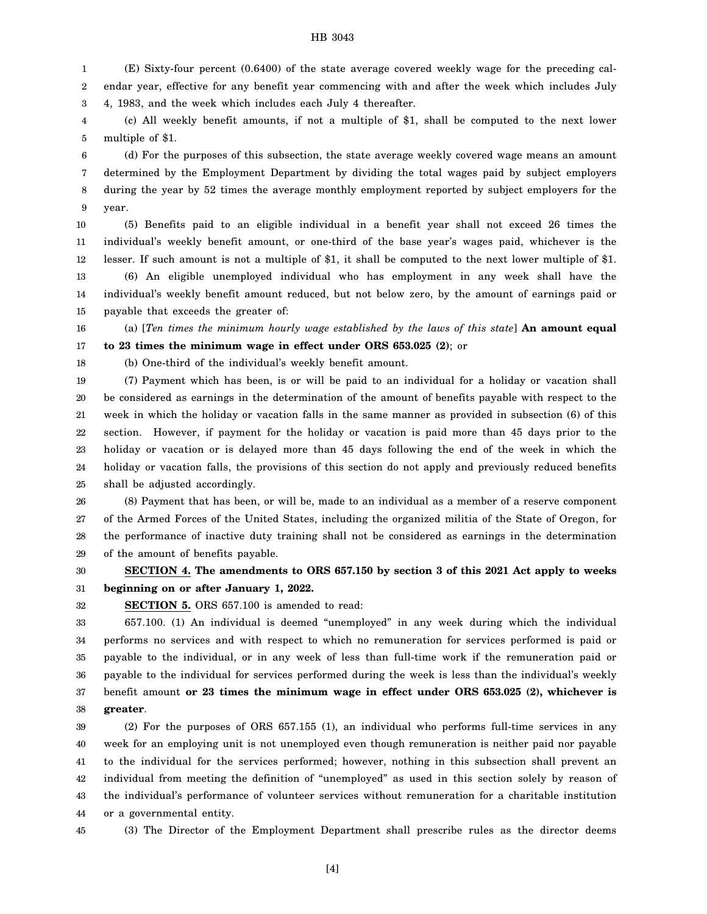(E) Sixty-four percent (0.6400) of the state average covered weekly wage for the preceding calendar year, effective for any benefit year commencing with and after the week which includes July 4, 1983, and the week which includes each July 4 thereafter.

(c) All weekly benefit amounts, if not a multiple of $1, shall be computed to the next lower multiple of $1.

(d) For the purposes of this subsection, the state average weekly covered wage means an amount determined by the Employment Department by dividing the total wages paid by subject employers during the year by 52 times the average monthly employment reported by subject employers for the year.

(5) Benefits paid to an eligible individual in a benefit year shall not exceed 26 times the individual's weekly benefit amount, or one-third of the base year's wages paid, whichever is the lesser. If such amount is not a multiple of $1, it shall be computed to the next lower multiple of $1.

(6) An eligible unemployed individual who has employment in any week shall have the individual's weekly benefit amount reduced, but not below zero, by the amount of earnings paid or payable that exceeds the greater of:

(a) [*Ten times the minimum hourly wage established by the laws of this state*] **An amount equal to 23 times the minimum wage in effect under ORS 653.025 (2)**; or

(b) One-third of the individual's weekly benefit amount.

(7) Payment which has been, is or will be paid to an individual for a holiday or vacation shall be considered as earnings in the determination of the amount of benefits payable with respect to the week in which the holiday or vacation falls in the same manner as provided in subsection (6) of this section. However, if payment for the holiday or vacation is paid more than 45 days prior to the holiday or vacation or is delayed more than 45 days following the end of the week in which the holiday or vacation falls, the provisions of this section do not apply and previously reduced benefits shall be adjusted accordingly.

(8) Payment that has been, or will be, made to an individual as a member of a reserve component of the Armed Forces of the United States, including the organized militia of the State of Oregon, for the performance of inactive duty training shall not be considered as earnings in the determination of the amount of benefits payable.

**SECTION 4. The amendments to ORS 657.150 by section 3 of this 2021 Act apply to weeks beginning on or after January 1, 2022.**

**SECTION 5.** ORS 657.100 is amended to read:

657.100. (1) An individual is deemed "unemployed" in any week during which the individual performs no services and with respect to which no remuneration for services performed is paid or payable to the individual, or in any week of less than full-time work if the remuneration paid or payable to the individual for services performed during the week is less than the individual's weekly benefit amount **or 23 times the minimum wage in effect under ORS 653.025 (2), whichever is greater**.

(2) For the purposes of ORS 657.155 (1), an individual who performs full-time services in any week for an employing unit is not unemployed even though remuneration is neither paid nor payable to the individual for the services performed; however, nothing in this subsection shall prevent an individual from meeting the definition of "unemployed" as used in this section solely by reason of the individual's performance of volunteer services without remuneration for a charitable institution or a governmental entity.

(3) The Director of the Employment Department shall prescribe rules as the director deems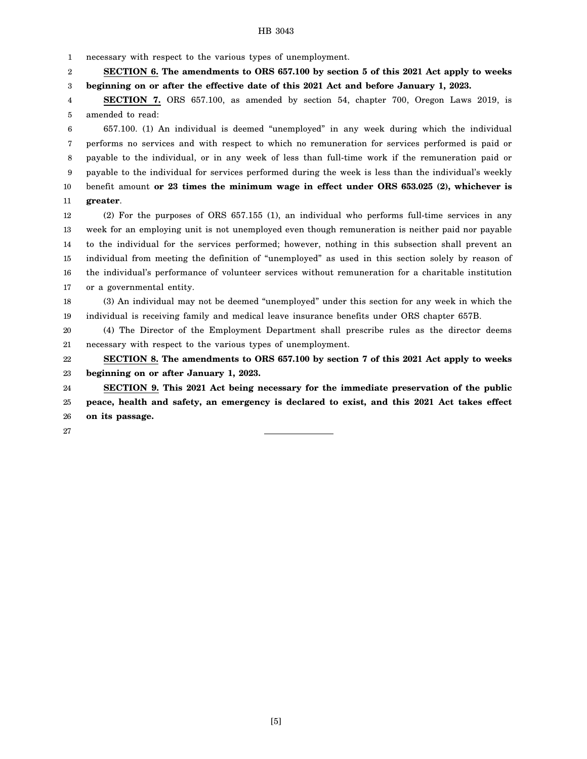necessary with respect to the various types of unemployment.

**SECTION 6.** **The amendments to ORS 657.100 by section 5 of this 2021 Act apply to weeks beginning on or after the effective date of this 2021 Act and before January 1, 2023.**

**SECTION 7.** ORS 657.100, as amended by section 54, chapter 700, Oregon Laws 2019, is amended to read:

657.100. (1) An individual is deemed "unemployed" in any week during which the individual performs no services and with respect to which no remuneration for services performed is paid or payable to the individual, or in any week of less than full-time work if the remuneration paid or payable to the individual for services performed during the week is less than the individual's weekly benefit amount **or 23 times the minimum wage in effect under ORS 653.025 (2), whichever is greater**.

(2) For the purposes of ORS 657.155 (1), an individual who performs full-time services in any week for an employing unit is not unemployed even though remuneration is neither paid nor payable to the individual for the services performed; however, nothing in this subsection shall prevent an individual from meeting the definition of "unemployed" as used in this section solely by reason of the individual's performance of volunteer services without remuneration for a charitable institution or a governmental entity.

(3) An individual may not be deemed "unemployed" under this section for any week in which the individual is receiving family and medical leave insurance benefits under ORS chapter 657B.

(4) The Director of the Employment Department shall prescribe rules as the director deems necessary with respect to the various types of unemployment.

**SECTION 8.** **The amendments to ORS 657.100 by section 7 of this 2021 Act apply to weeks beginning on or after January 1, 2023.**

**SECTION 9.** **This 2021 Act being necessary for the immediate preservation of the public peace, health and safety, an emergency is declared to exist, and this 2021 Act takes effect on its passage.**